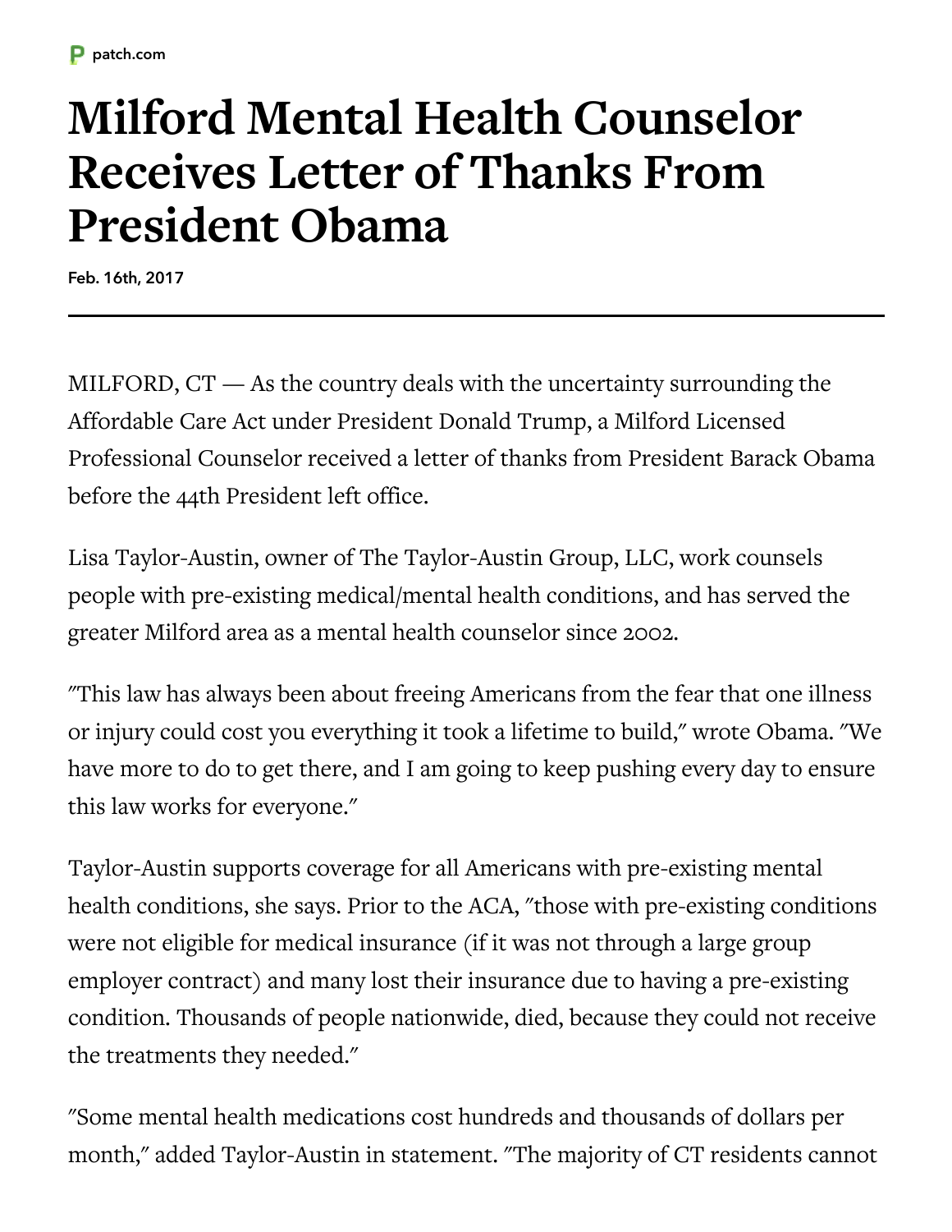patch.com

# Milford Mental Health Counselor Receives Letter of Thanks From President Obama

**Feb. 16th, 2017**

---

MILFORD, CT — As the country deals with the uncertainty surrounding the Affordable Care Act under President Donald Trump, a Milford Licensed Professional Counselor received a letter of thanks from President Barack Obama before the 44th President left office.

Lisa Taylor-Austin, owner of The Taylor-Austin Group, LLC, work counsels people with pre-existing medical/mental health conditions, and has served the greater Milford area as a mental health counselor since 2002.

"This law has always been about freeing Americans from the fear that one illness or injury could cost you everything it took a lifetime to build," wrote Obama. "We have more to do to get there, and I am going to keep pushing every day to ensure this law works for everyone."

Taylor-Austin supports coverage for all Americans with pre-existing mental health conditions, she says. Prior to the ACA, "those with pre-existing conditions were not eligible for medical insurance (if it was not through a large group employer contract) and many lost their insurance due to having a pre-existing condition. Thousands of people nationwide, died, because they could not receive the treatments they needed."

"Some mental health medications cost hundreds and thousands of dollars per month," added Taylor-Austin in statement. "The majority of CT residents cannot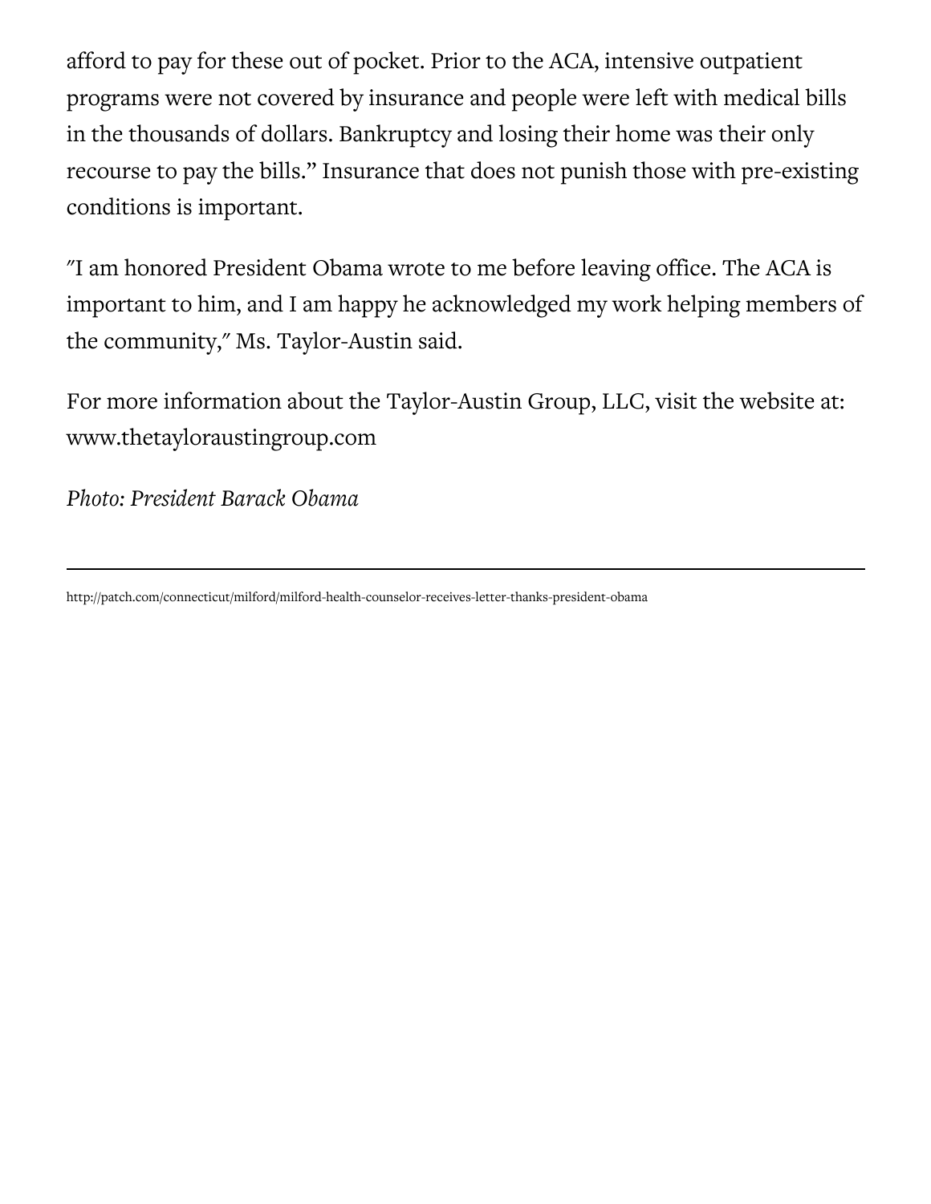afford to pay for these out of pocket. Prior to the ACA, intensive outpatient programs were not covered by insurance and people were left with medical bills in the thousands of dollars. Bankruptcy and losing their home was their only recourse to pay the bills." Insurance that does not punish those with pre-existing conditions is important.

"I am honored President Obama wrote to me before leaving office. The ACA is important to him, and I am happy he acknowledged my work helping members of the community," Ms. Taylor-Austin said.

For more information about the Taylor-Austin Group, LLC, visit the website at: www.thetayloraustingroup.com

*Photo: President Barack Obama*

---

http://patch.com/connecticut/milford/milford-health-counselor-receives-letter-thanks-president-obama